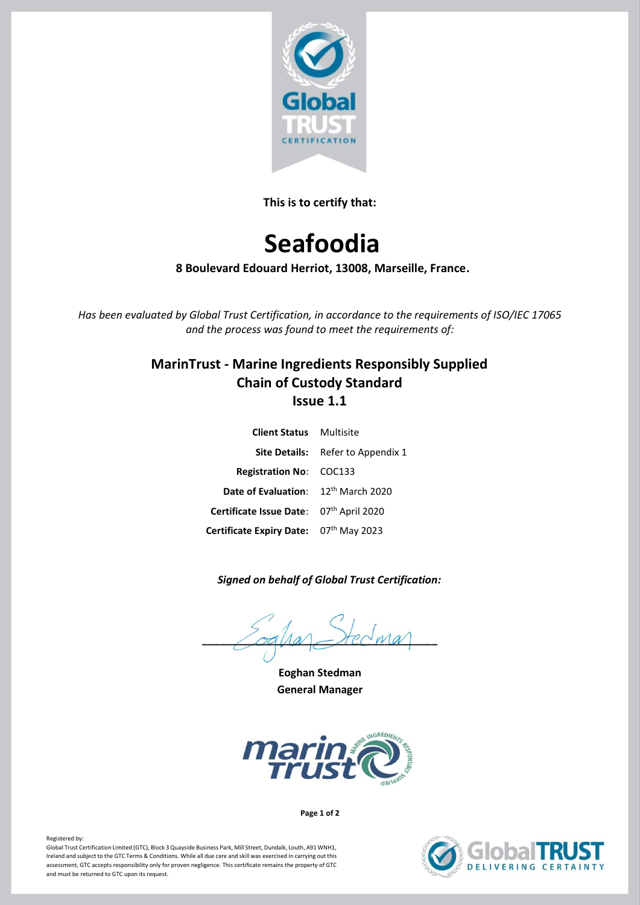**This is to certify that:**

# Seafoodia

**8 Boulevard Edouard Herriot, 13008, Marseille, France.**

*Has been evaluated by Global Trust Certification, in accordance to the requirements of ISO/IEC 17065 and the process was found to meet the requirements of:*

## MarinTrust - Marine Ingredients Responsibly Supplied Chain of Custody Standard Issue 1.1

| | |
|---|---|
| **Client Status** | Multisite |
| **Site Details:** | Refer to Appendix 1 |
| **Registration No**: | COC133 |
| **Date of Evaluation**: | 12th March 2020 |
| **Certificate Issue Date**: | 07th April 2020 |
| **Certificate Expiry Date:** | 07th May 2023 |

***Signed on behalf of Global Trust Certification:***

**Eoghan Stedman**
**General Manager**

Registered by:
Global Trust Certification Limited (GTC), Block 3 Quayside Business Park, Mill Street, Dundalk, Louth, A91 WNH1, Ireland and subject to the GTC Terms & Conditions. While all due care and skill was exercised in carrying out this assessment, GTC accepts responsibility only for proven negligence. This certificate remains the property of GTC and must be returned to GTC upon its request.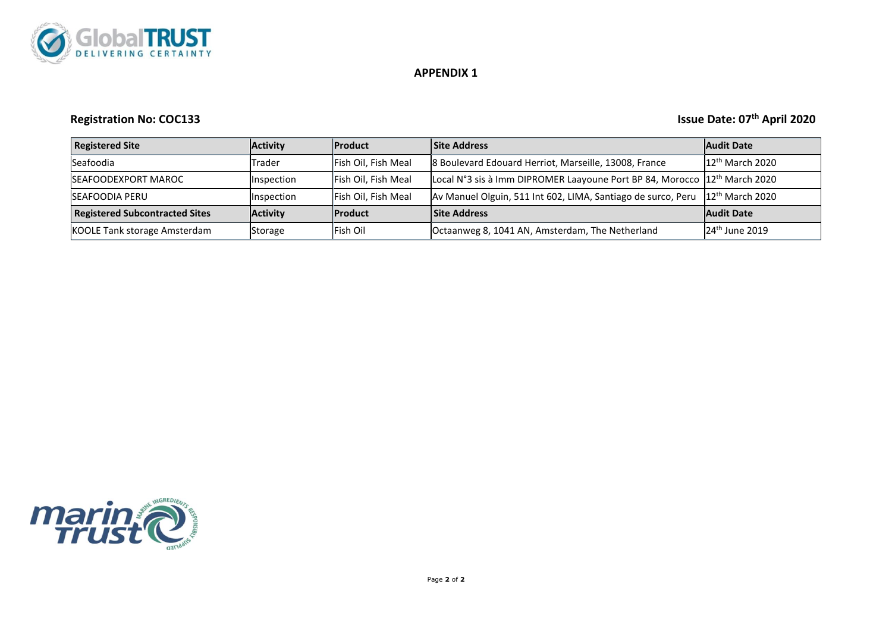## APPENDIX 1

**Registration No: COC133**

**Issue Date: 07th April 2020**

| **Registered Site** | **Activity** | **Product** | **Site Address** | **Audit Date** |
|---|---|---|---|---|
| Seafoodia | Trader | Fish Oil, Fish Meal | 8 Boulevard Edouard Herriot, Marseille, 13008, France | 12th March 2020 |
| SEAFOODEXPORT MAROC | Inspection | Fish Oil, Fish Meal | Local N°3 sis à Imm DIPROMER Laayoune Port BP 84, Morocco | 12th March 2020 |
| SEAFOODIA PERU | Inspection | Fish Oil, Fish Meal | Av Manuel Olguin, 511 Int 602, LIMA, Santiago de surco, Peru | 12th March 2020 |
| **Registered Subcontracted Sites** | **Activity** | **Product** | **Site Address** | **Audit Date** |
| KOOLE Tank storage Amsterdam | Storage | Fish Oil | Octaanweg 8, 1041 AN, Amsterdam, The Netherland | 24th June 2019 |